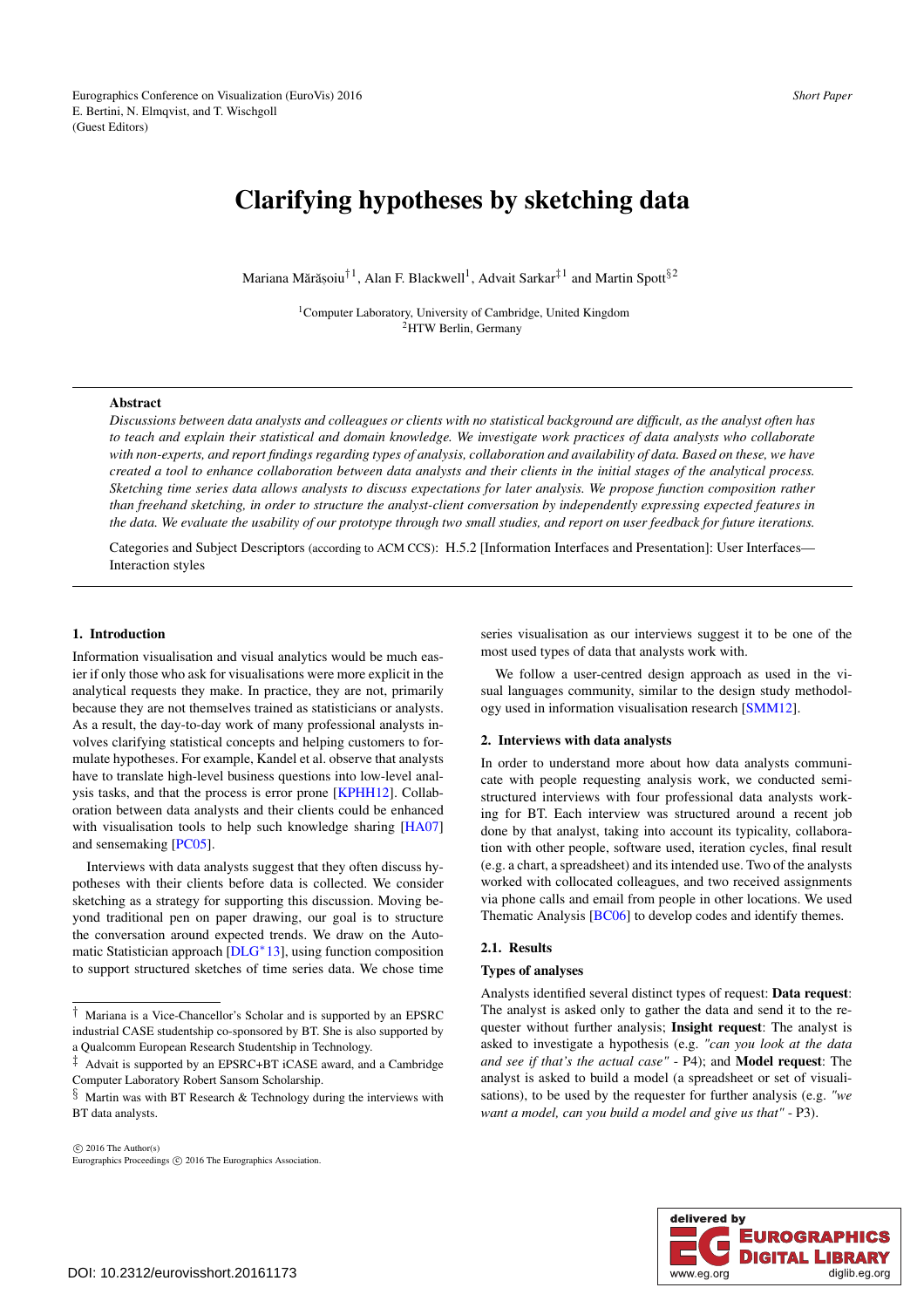# Clarifying hypotheses by sketching data

Mariana Mărășoiu[†1], Alan F. Blackwell[1], Advait Sarkar[‡1] and Martin Spott[§2]

[1]Computer Laboratory, University of Cambridge, United Kingdom
[2]HTW Berlin, Germany

## Abstract

*Discussions between data analysts and colleagues or clients with no statistical background are difficult, as the analyst often has to teach and explain their statistical and domain knowledge. We investigate work practices of data analysts who collaborate with non-experts, and report findings regarding types of analysis, collaboration and availability of data. Based on these, we have created a tool to enhance collaboration between data analysts and their clients in the initial stages of the analytical process. Sketching time series data allows analysts to discuss expectations for later analysis. We propose function composition rather than freehand sketching, in order to structure the analyst-client conversation by independently expressing expected features in the data. We evaluate the usability of our prototype through two small studies, and report on user feedback for future iterations.*

Categories and Subject Descriptors (according to ACM CCS): H.5.2 [Information Interfaces and Presentation]: User Interfaces—Interaction styles

## 1. Introduction

Information visualisation and visual analytics would be much easier if only those who ask for visualisations were more explicit in the analytical requests they make. In practice, they are not, primarily because they are not themselves trained as statisticians or analysts. As a result, the day-to-day work of many professional analysts involves clarifying statistical concepts and helping customers to formulate hypotheses. For example, Kandel et al. observe that analysts have to translate high-level business questions into low-level analysis tasks, and that the process is error prone [KPHH12]. Collaboration between data analysts and their clients could be enhanced with visualisation tools to help such knowledge sharing [HA07] and sensemaking [PC05].

Interviews with data analysts suggest that they often discuss hypotheses with their clients before data is collected. We consider sketching as a strategy for supporting this discussion. Moving beyond traditional pen on paper drawing, our goal is to structure the conversation around expected trends. We draw on the Automatic Statistician approach [DLG*13], using function composition to support structured sketches of time series data. We chose time series visualisation as our interviews suggest it to be one of the most used types of data that analysts work with.

We follow a user-centred design approach as used in the visual languages community, similar to the design study methodology used in information visualisation research [SMM12].

## 2. Interviews with data analysts

In order to understand more about how data analysts communicate with people requesting analysis work, we conducted semi-structured interviews with four professional data analysts working for BT. Each interview was structured around a recent job done by that analyst, taking into account its typicality, collaboration with other people, software used, iteration cycles, final result (e.g. a chart, a spreadsheet) and its intended use. Two of the analysts worked with collocated colleagues, and two received assignments via phone calls and email from people in other locations. We used Thematic Analysis [BC06] to develop codes and identify themes.

### 2.1. Results

#### Types of analyses

Analysts identified several distinct types of request: **Data request**: The analyst is asked only to gather the data and send it to the requester without further analysis; **Insight request**: The analyst is asked to investigate a hypothesis (e.g. *"can you look at the data and see if that's the actual case"* - P4); and **Model request**: The analyst is asked to build a model (a spreadsheet or set of visualisations), to be used by the requester for further analysis (e.g. *"we want a model, can you build a model and give us that"* - P3).

---

[†] Mariana is a Vice-Chancellor's Scholar and is supported by an EPSRC industrial CASE studentship co-sponsored by BT. She is also supported by a Qualcomm European Research Studentship in Technology.

[‡] Advait is supported by an EPSRC+BT iCASE award, and a Cambridge Computer Laboratory Robert Sansom Scholarship.

[§] Martin was with BT Research & Technology during the interviews with BT data analysts.

© 2016 The Author(s)
Eurographics Proceedings © 2016 The Eurographics Association.

DOI: 10.2312/eurovisshort.20161173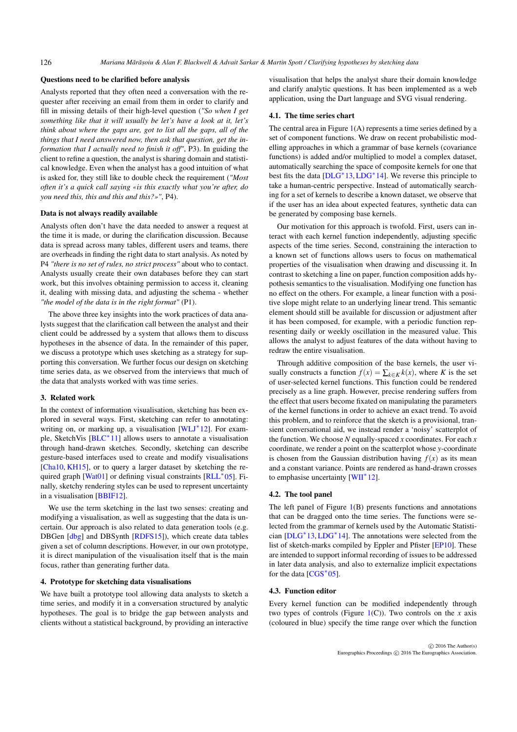### Questions need to be clarified before analysis

Analysts reported that they often need a conversation with the requester after receiving an email from them in order to clarify and fill in missing details of their high-level question (*"So when I get something like that it will usually be let's have a look at it, let's think about where the gaps are, got to list all the gaps, all of the things that I need answered now, then ask that question, get the information that I actually need to finish it off"*, P3). In guiding the client to refine a question, the analyst is sharing domain and statistical knowledge. Even when the analyst has a good intuition of what is asked for, they still like to double check the requirement (*"Most often it's a quick call saying «is this exactly what you're after, do you need this, this and this?»"*, P4).

### Data is not always readily available

Analysts often don't have the data needed to answer a request at the time it is made, or during the clarification discussion. Because data is spread across many tables, different users and teams, there are overheads in finding the right data to start analysis. As noted by P4 *"there is no set of rules, no strict process"* about who to contact. Analysts usually create their own databases before they can start work, but this involves obtaining permission to access it, cleaning it, dealing with missing data, and adjusting the schema - whether *"the model of the data is in the right format"* (P1).

The above three key insights into the work practices of data analysts suggest that the clarification call between the analyst and their client could be addressed by a system that allows them to discuss hypotheses in the absence of data. In the remainder of this paper, we discuss a prototype which uses sketching as a strategy for supporting this conversation. We further focus our design on sketching time series data, as we observed from the interviews that much of the data that analysts worked with was time series.

## 3. Related work

In the context of information visualisation, sketching has been explored in several ways. First, sketching can refer to annotating: writing on, or marking up, a visualisation [WLJ*12]. For example, SketchVis [BLC*11] allows users to annotate a visualisation through hand-drawn sketches. Secondly, sketching can describe gesture-based interfaces used to create and modify visualisations [Cha10, KH15], or to query a larger dataset by sketching the required graph [Wat01] or defining visual constraints [RLL*05]. Finally, sketchy rendering styles can be used to represent uncertainty in a visualisation [BBIF12].

We use the term sketching in the last two senses: creating and modifying a visualisation, as well as suggesting that the data is uncertain. Our approach is also related to data generation tools (e.g. DBGen [dbg] and DBSynth [RDFS15]), which create data tables given a set of column descriptions. However, in our own prototype, it is direct manipulation of the visualisation itself that is the main focus, rather than generating further data.

## 4. Prototype for sketching data visualisations

We have built a prototype tool allowing data analysts to sketch a time series, and modify it in a conversation structured by analytic hypotheses. The goal is to bridge the gap between analysts and clients without a statistical background, by providing an interactive visualisation that helps the analyst share their domain knowledge and clarify analytic questions. It has been implemented as a web application, using the Dart language and SVG visual rendering.

### 4.1. The time series chart

The central area in Figure 1(A) represents a time series defined by a set of component functions. We draw on recent probabilistic modelling approaches in which a grammar of base kernels (covariance functions) is added and/or multiplied to model a complex dataset, automatically searching the space of composite kernels for one that best fits the data [DLG*13, LDG*14]. We reverse this principle to take a human-centric perspective. Instead of automatically searching for a set of kernels to describe a known dataset, we observe that if the user has an idea about expected features, synthetic data can be generated by composing base kernels.

Our motivation for this approach is twofold. First, users can interact with each kernel function independently, adjusting specific aspects of the time series. Second, constraining the interaction to a known set of functions allows users to focus on mathematical properties of the visualisation when drawing and discussing it. In contrast to sketching a line on paper, function composition adds hypothesis semantics to the visualisation. Modifying one function has no effect on the others. For example, a linear function with a positive slope might relate to an underlying linear trend. This semantic element should still be available for discussion or adjustment after it has been composed, for example, with a periodic function representing daily or weekly oscillation in the measured value. This allows the analyst to adjust features of the data without having to redraw the entire visualisation.

Through additive composition of the base kernels, the user visually constructs a function $f(x) = \sum_{k \in K} k(x)$, where $K$ is the set of user-selected kernel functions. This function could be rendered precisely as a line graph. However, precise rendering suffers from the effect that users become fixated on manipulating the parameters of the kernel functions in order to achieve an exact trend. To avoid this problem, and to reinforce that the sketch is a provisional, transient conversational aid, we instead render a 'noisy' scatterplot of the function. We choose $N$ equally-spaced $x$ coordinates. For each $x$ coordinate, we render a point on the scatterplot whose $y$-coordinate is chosen from the Gaussian distribution having $f(x)$ as its mean and a constant variance. Points are rendered as hand-drawn crosses to emphasise uncertainty [WII*12].

### 4.2. The tool panel

The left panel of Figure 1(B) presents functions and annotations that can be dragged onto the time series. The functions were selected from the grammar of kernels used by the Automatic Statistician [DLG*13, LDG*14]. The annotations were selected from the list of sketch-marks compiled by Eppler and Pfister [EP10]. These are intended to support informal recording of issues to be addressed in later data analysis, and also to externalize implicit expectations for the data [CGS*05].

### 4.3. Function editor

Every kernel function can be modified independently through two types of controls (Figure 1(C)). Two controls on the $x$ axis (coloured in blue) specify the time range over which the function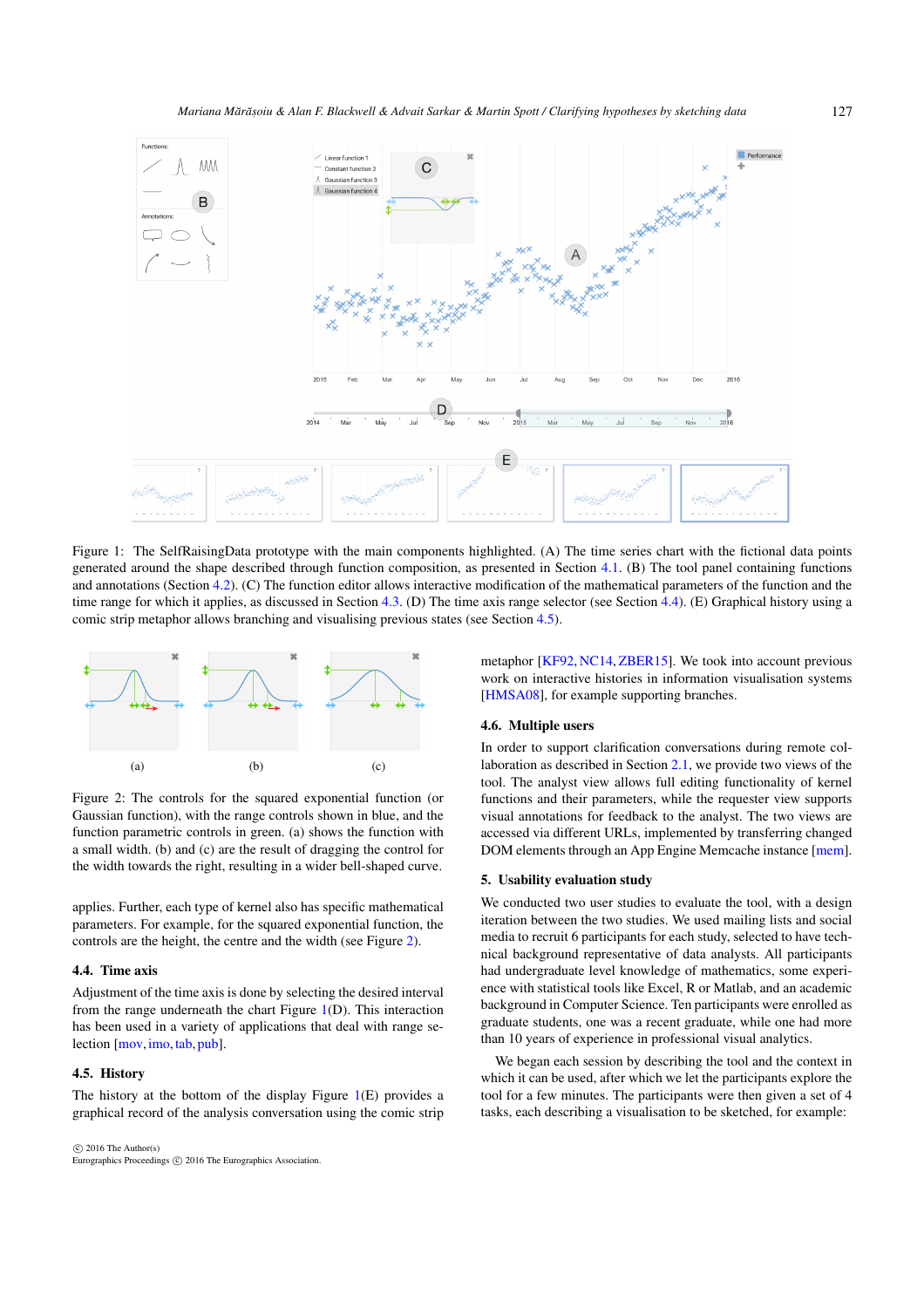Figure 1: The SelfRaisingData prototype with the main components highlighted. (A) The time series chart with the fictional data points generated around the shape described through function composition, as presented in Section 4.1. (B) The tool panel containing functions and annotations (Section 4.2). (C) The function editor allows interactive modification of the mathematical parameters of the function and the time range for which it applies, as discussed in Section 4.3. (D) The time axis range selector (see Section 4.4). (E) Graphical history using a comic strip metaphor allows branching and visualising previous states (see Section 4.5).

Figure 2: The controls for the squared exponential function (or Gaussian function), with the range controls shown in blue, and the function parametric controls in green. (a) shows the function with a small width. (b) and (c) are the result of dragging the control for the width towards the right, resulting in a wider bell-shaped curve.

applies. Further, each type of kernel also has specific mathematical parameters. For example, for the squared exponential function, the controls are the height, the centre and the width (see Figure 2).

### 4.4. Time axis

Adjustment of the time axis is done by selecting the desired interval from the range underneath the chart Figure 1(D). This interaction has been used in a variety of applications that deal with range selection [mov, imo, tab, pub].

### 4.5. History

The history at the bottom of the display Figure 1(E) provides a graphical record of the analysis conversation using the comic strip metaphor [KF92, NC14, ZBER15]. We took into account previous work on interactive histories in information visualisation systems [HMSA08], for example supporting branches.

### 4.6. Multiple users

In order to support clarification conversations during remote collaboration as described in Section 2.1, we provide two views of the tool. The analyst view allows full editing functionality of kernel functions and their parameters, while the requester view supports visual annotations for feedback to the analyst. The two views are accessed via different URLs, implemented by transferring changed DOM elements through an App Engine Memcache instance [mem].

## 5. Usability evaluation study

We conducted two user studies to evaluate the tool, with a design iteration between the two studies. We used mailing lists and social media to recruit 6 participants for each study, selected to have technical background representative of data analysts. All participants had undergraduate level knowledge of mathematics, some experience with statistical tools like Excel, R or Matlab, and an academic background in Computer Science. Ten participants were enrolled as graduate students, one was a recent graduate, while one had more than 10 years of experience in professional visual analytics.

We began each session by describing the tool and the context in which it can be used, after which we let the participants explore the tool for a few minutes. The participants were then given a set of 4 tasks, each describing a visualisation to be sketched, for example: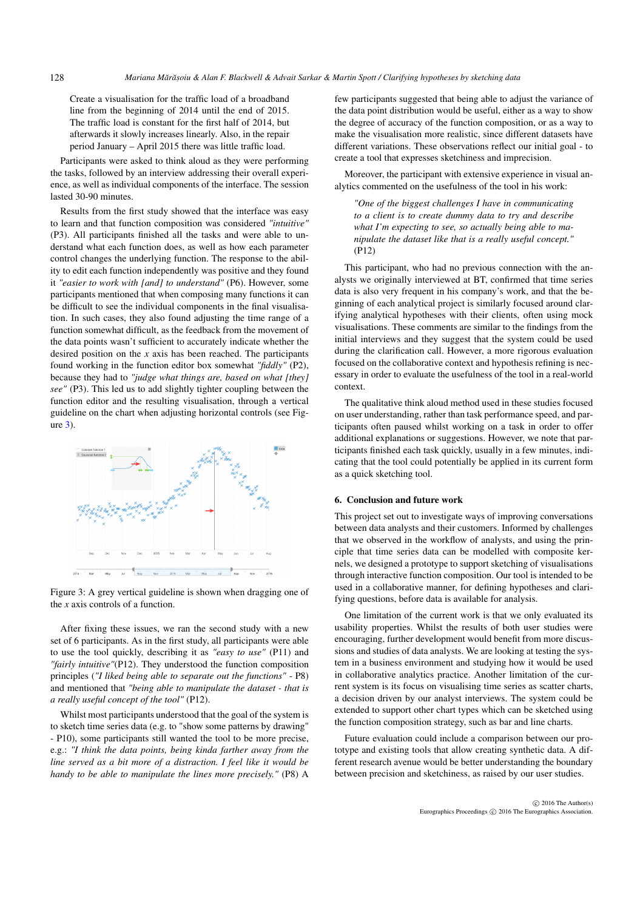> Create a visualisation for the traffic load of a broadband line from the beginning of 2014 until the end of 2015. The traffic load is constant for the first half of 2014, but afterwards it slowly increases linearly. Also, in the repair period January – April 2015 there was little traffic load.

Participants were asked to think aloud as they were performing the tasks, followed by an interview addressing their overall experience, as well as individual components of the interface. The session lasted 30-90 minutes.

Results from the first study showed that the interface was easy to learn and that function composition was considered *"intuitive"* (P3). All participants finished all the tasks and were able to understand what each function does, as well as how each parameter control changes the underlying function. The response to the ability to edit each function independently was positive and they found it *"easier to work with [and] to understand"* (P6). However, some participants mentioned that when composing many functions it can be difficult to see the individual components in the final visualisation. In such cases, they also found adjusting the time range of a function somewhat difficult, as the feedback from the movement of the data points wasn't sufficient to accurately indicate whether the desired position on the $x$ axis has been reached. The participants found working in the function editor box somewhat *"fiddly"* (P2), because they had to *"judge what things are, based on what [they] see"* (P3). This led us to add slightly tighter coupling between the function editor and the resulting visualisation, through a vertical guideline on the chart when adjusting horizontal controls (see Figure 3).

Figure 3: A grey vertical guideline is shown when dragging one of the $x$ axis controls of a function.

After fixing these issues, we ran the second study with a new set of 6 participants. As in the first study, all participants were able to use the tool quickly, describing it as *"easy to use"* (P11) and *"fairly intuitive"*(P12). They understood the function composition principles (*"I liked being able to separate out the functions"* - P8) and mentioned that *"being able to manipulate the dataset - that is a really useful concept of the tool"* (P12).

Whilst most participants understood that the goal of the system is to sketch time series data (e.g. to "show some patterns by drawing" - P10), some participants still wanted the tool to be more precise, e.g.: *"I think the data points, being kinda farther away from the line served as a bit more of a distraction. I feel like it would be handy to be able to manipulate the lines more precisely."* (P8) A few participants suggested that being able to adjust the variance of the data point distribution would be useful, either as a way to show the degree of accuracy of the function composition, or as a way to make the visualisation more realistic, since different datasets have different variations. These observations reflect our initial goal - to create a tool that expresses sketchiness and imprecision.

Moreover, the participant with extensive experience in visual analytics commented on the usefulness of the tool in his work:

> *"One of the biggest challenges I have in communicating to a client is to create dummy data to try and describe what I'm expecting to see, so actually being able to manipulate the dataset like that is a really useful concept."* (P12)

This participant, who had no previous connection with the analysts we originally interviewed at BT, confirmed that time series data is also very frequent in his company's work, and that the beginning of each analytical project is similarly focused around clarifying analytical hypotheses with their clients, often using mock visualisations. These comments are similar to the findings from the initial interviews and they suggest that the system could be used during the clarification call. However, a more rigorous evaluation focused on the collaborative context and hypothesis refining is necessary in order to evaluate the usefulness of the tool in a real-world context.

The qualitative think aloud method used in these studies focused on user understanding, rather than task performance speed, and participants often paused whilst working on a task in order to offer additional explanations or suggestions. However, we note that participants finished each task quickly, usually in a few minutes, indicating that the tool could potentially be applied in its current form as a quick sketching tool.

## 6. Conclusion and future work

This project set out to investigate ways of improving conversations between data analysts and their customers. Informed by challenges that we observed in the workflow of analysts, and using the principle that time series data can be modelled with composite kernels, we designed a prototype to support sketching of visualisations through interactive function composition. Our tool is intended to be used in a collaborative manner, for defining hypotheses and clarifying questions, before data is available for analysis.

One limitation of the current work is that we only evaluated its usability properties. Whilst the results of both user studies were encouraging, further development would benefit from more discussions and studies of data analysts. We are looking at testing the system in a business environment and studying how it would be used in collaborative analytics practice. Another limitation of the current system is its focus on visualising time series as scatter charts, a decision driven by our analyst interviews. The system could be extended to support other chart types which can be sketched using the function composition strategy, such as bar and line charts.

Future evaluation could include a comparison between our prototype and existing tools that allow creating synthetic data. A different research avenue would be better understanding the boundary between precision and sketchiness, as raised by our user studies.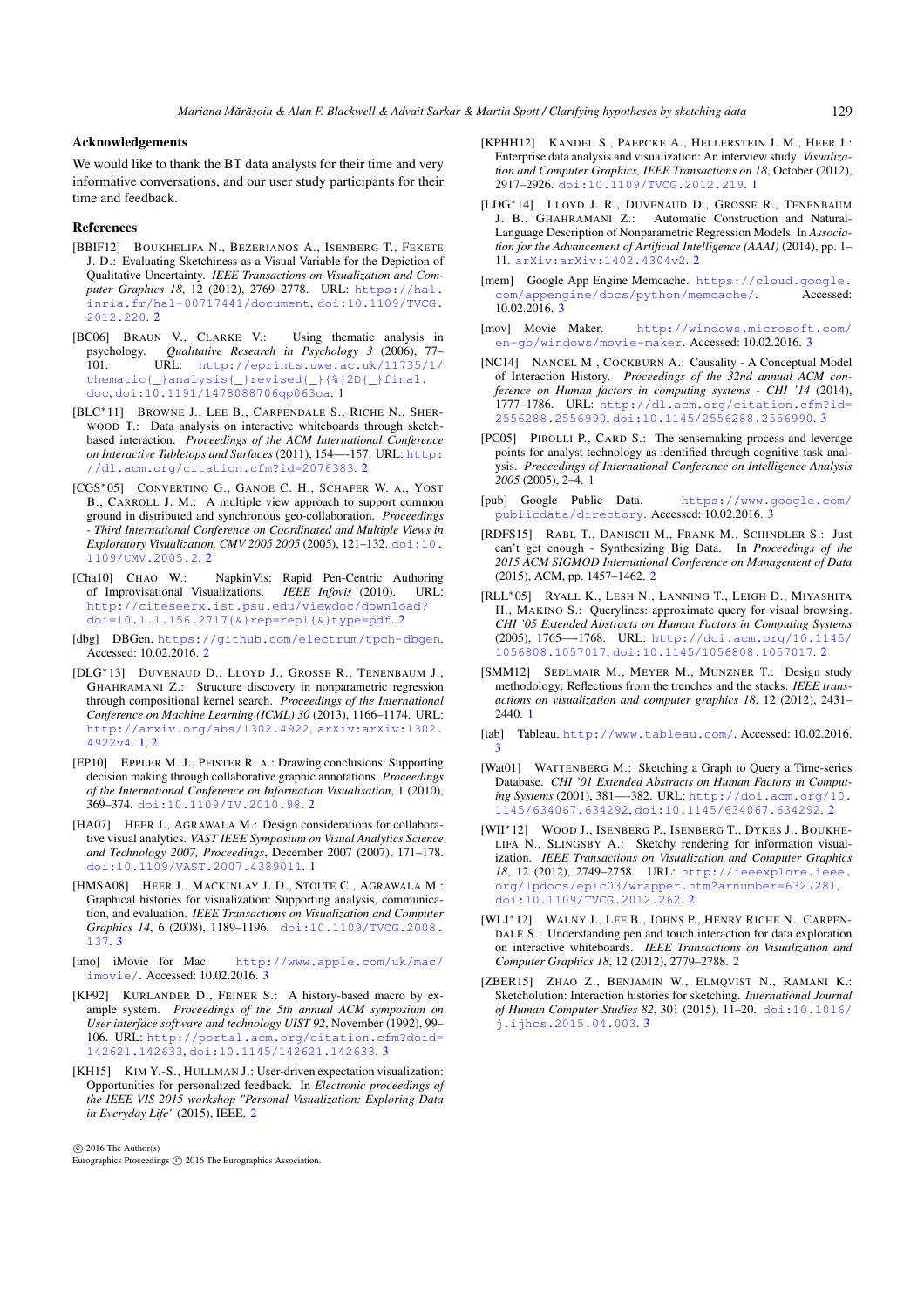## Acknowledgements

We would like to thank the BT data analysts for their time and very informative conversations, and our user study participants for their time and feedback.

## References

[BBIF12] Boukhelifa N., Bezerianos A., Isenberg T., Fekete J. D.: Evaluating Sketchiness as a Visual Variable for the Depiction of Qualitative Uncertainty. *IEEE Transactions on Visualization and Computer Graphics 18*, 12 (2012), 2769–2778. URL: https://hal.inria.fr/hal-00717441/document, doi:10.1109/TVCG.2012.220. 2

[BC06] Braun V., Clarke V.: Using thematic analysis in psychology. *Qualitative Research in Psychology 3* (2006), 77–101. URL: http://eprints.uwe.ac.uk/11735/1/thematic{_}analysis{_}revised{_}{%}2D{_}final.doc, doi:10.1191/1478088706qp063oa. 1

[BLC*11] Browne J., Lee B., Carpendale S., Riche N., Sherwood T.: Data analysis on interactive whiteboards through sketch-based interaction. *Proceedings of the ACM International Conference on Interactive Tabletops and Surfaces* (2011), 154—-157. URL: http://dl.acm.org/citation.cfm?id=2076383. 2

[CGS*05] Convertino G., Ganoe C. H., Schafer W. A., Yost B., Carroll J. M.: A multiple view approach to support common ground in distributed and synchronous geo-collaboration. *Proceedings - Third International Conference on Coordinated and Multiple Views in Exploratory Visualization, CMV 2005 2005* (2005), 121–132. doi:10.1109/CMV.2005.2. 2

[Cha10] Chao W.: NapkinVis: Rapid Pen-Centric Authoring of Improvisational Visualizations. *IEEE Infovis* (2010). URL: http://citeseerx.ist.psu.edu/viewdoc/download?doi=10.1.1.156.2717{&}rep=rep1{&}type=pdf. 2

[dbg] DBGen. https://github.com/electrum/tpch-dbgen. Accessed: 10.02.2016. 2

[DLG*13] Duvenaud D., Lloyd J., Grosse R., Tenenbaum J., Ghahramani Z.: Structure discovery in nonparametric regression through compositional kernel search. *Proceedings of the International Conference on Machine Learning (ICML) 30* (2013), 1166–1174. URL: http://arxiv.org/abs/1302.4922, arXiv:arXiv:1302.4922v4. 1, 2

[EP10] Eppler M. J., Pfister R. A.: Drawing conclusions: Supporting decision making through collaborative graphic annotations. *Proceedings of the International Conference on Information Visualisation*, 1 (2010), 369–374. doi:10.1109/IV.2010.98. 2

[HA07] Heer J., Agrawala M.: Design considerations for collaborative visual analytics. *VAST IEEE Symposium on Visual Analytics Science and Technology 2007, Proceedings*, December 2007 (2007), 171–178. doi:10.1109/VAST.2007.4389011. 1

[HMSA08] Heer J., Mackinlay J. D., Stolte C., Agrawala M.: Graphical histories for visualization: Supporting analysis, communication, and evaluation. *IEEE Transactions on Visualization and Computer Graphics 14*, 6 (2008), 1189–1196. doi:10.1109/TVCG.2008.137. 3

[imo] iMovie for Mac. http://www.apple.com/uk/mac/imovie/. Accessed: 10.02.2016. 3

[KF92] Kurlander D., Feiner S.: A history-based macro by example system. *Proceedings of the 5th annual ACM symposium on User interface software and technology UIST 92*, November (1992), 99–106. URL: http://portal.acm.org/citation.cfm?doid=142621.142633, doi:10.1145/142621.142633. 3

[KH15] Kim Y.-S., Hullman J.: User-driven expectation visualization: Opportunities for personalized feedback. In *Electronic proceedings of the IEEE VIS 2015 workshop "Personal Visualization: Exploring Data in Everyday Life"* (2015), IEEE. 2

[KPHH12] Kandel S., Paepcke A., Hellerstein J. M., Heer J.: Enterprise data analysis and visualization: An interview study. *Visualization and Computer Graphics, IEEE Transactions on 18*, October (2012), 2917–2926. doi:10.1109/TVCG.2012.219. 1

[LDG*14] Lloyd J. R., Duvenaud D., Grosse R., Tenenbaum J. B., Ghahramani Z.: Automatic Construction and Natural-Language Description of Nonparametric Regression Models. In *Association for the Advancement of Artificial Intelligence (AAAI)* (2014), pp. 1–11. arXiv:arXiv:1402.4304v2. 2

[mem] Google App Engine Memcache. https://cloud.google.com/appengine/docs/python/memcache/. Accessed: 10.02.2016. 3

[mov] Movie Maker. http://windows.microsoft.com/en-gb/windows/movie-maker. Accessed: 10.02.2016. 3

[NC14] Nancel M., Cockburn A.: Causality - A Conceptual Model of Interaction History. *Proceedings of the 32nd annual ACM conference on Human factors in computing systems - CHI '14* (2014), 1777—1786. URL: http://dl.acm.org/citation.cfm?id=2556288.2556990, doi:10.1145/2556288.2556990. 3

[PC05] Pirolli P., Card S.: The sensemaking process and leverage points for analyst technology as identified through cognitive task analysis. *Proceedings of International Conference on Intelligence Analysis 2005* (2005), 2–4. 1

[pub] Google Public Data. https://www.google.com/publicdata/directory. Accessed: 10.02.2016. 3

[RDFS15] Rabl T., Danisch M., Frank M., Schindler S.: Just can't get enough - Synthesizing Big Data. In *Proceedings of the 2015 ACM SIGMOD International Conference on Management of Data* (2015), ACM, pp. 1457–1462. 2

[RLL*05] Ryall K., Lesh N., Lanning T., Leigh D., Miyashita H., Makino S.: Querylines: approximate query for visual browsing. *CHI '05 Extended Abstracts on Human Factors in Computing Systems* (2005), 1765—-1768. URL: http://doi.acm.org/10.1145/1056808.1057017, doi:10.1145/1056808.1057017. 2

[SMM12] Sedlmair M., Meyer M., Munzner T.: Design study methodology: Reflections from the trenches and the stacks. *IEEE transactions on visualization and computer graphics 18*, 12 (2012), 2431–2440. 1

[tab] Tableau. http://www.tableau.com/. Accessed: 10.02.2016. 3

[Wat01] Wattenberg M.: Sketching a Graph to Query a Time-series Database. *CHI '01 Extended Abstracts on Human Factors in Computing Systems* (2001), 381—-382. URL: http://doi.acm.org/10.1145/634067.634292, doi:10.1145/634067.634292. 2

[WII*12] Wood J., Isenberg P., Isenberg T., Dykes J., Boukhelifa N., Slingsby A.: Sketchy rendering for information visualization. *IEEE Transactions on Visualization and Computer Graphics 18*, 12 (2012), 2749–2758. URL: http://ieeexplore.ieee.org/lpdocs/epic03/wrapper.htm?arnumber=6327281, doi:10.1109/TVCG.2012.262. 2

[WLJ*12] Walny J., Lee B., Johns P., Henry Riche N., Carpendale S.: Understanding pen and touch interaction for data exploration on interactive whiteboards. *IEEE Transactions on Visualization and Computer Graphics 18*, 12 (2012), 2779–2788. 2

[ZBER15] Zhao Z., Benjamin W., Elmqvist N., Ramani K.: Sketcholution: Interaction histories for sketching. *International Journal of Human Computer Studies 82*, 301 (2015), 11–20. doi:10.1016/j.ijhcs.2015.04.003. 3